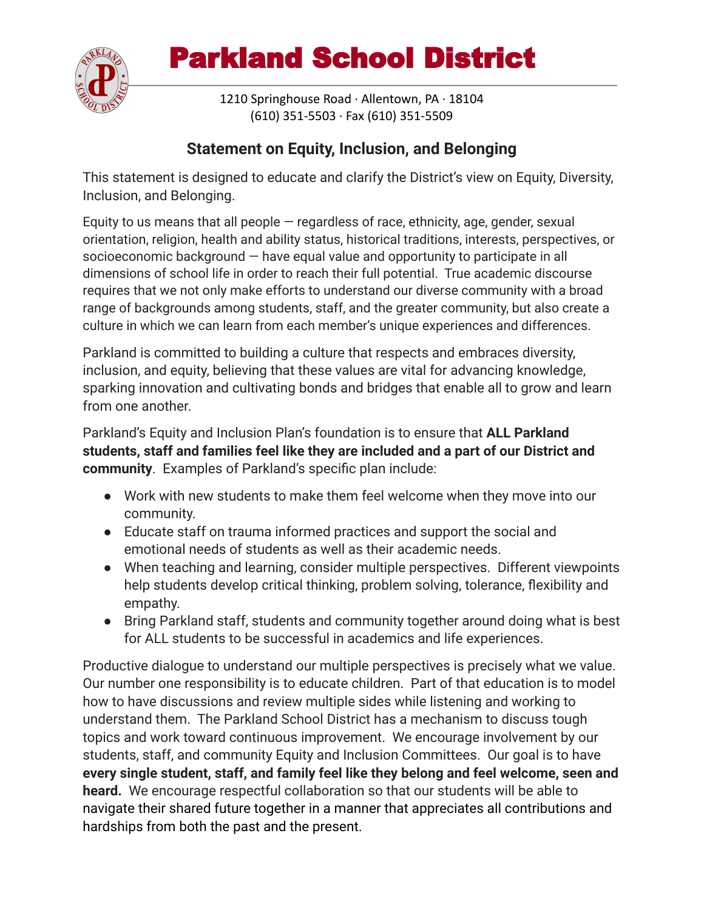# Parkland School District

1210 Springhouse Road · Allentown, PA · 18104
(610) 351-5503 · Fax (610) 351-5509

## Statement on Equity, Inclusion, and Belonging

This statement is designed to educate and clarify the District's view on Equity, Diversity, Inclusion, and Belonging.

Equity to us means that all people — regardless of race, ethnicity, age, gender, sexual orientation, religion, health and ability status, historical traditions, interests, perspectives, or socioeconomic background — have equal value and opportunity to participate in all dimensions of school life in order to reach their full potential. True academic discourse requires that we not only make efforts to understand our diverse community with a broad range of backgrounds among students, staff, and the greater community, but also create a culture in which we can learn from each member's unique experiences and differences.

Parkland is committed to building a culture that respects and embraces diversity, inclusion, and equity, believing that these values are vital for advancing knowledge, sparking innovation and cultivating bonds and bridges that enable all to grow and learn from one another.

Parkland's Equity and Inclusion Plan's foundation is to ensure that **ALL Parkland students, staff and families feel like they are included and a part of our District and community**. Examples of Parkland's specific plan include:

- Work with new students to make them feel welcome when they move into our community.
- Educate staff on trauma informed practices and support the social and emotional needs of students as well as their academic needs.
- When teaching and learning, consider multiple perspectives. Different viewpoints help students develop critical thinking, problem solving, tolerance, flexibility and empathy.
- Bring Parkland staff, students and community together around doing what is best for ALL students to be successful in academics and life experiences.

Productive dialogue to understand our multiple perspectives is precisely what we value. Our number one responsibility is to educate children. Part of that education is to model how to have discussions and review multiple sides while listening and working to understand them. The Parkland School District has a mechanism to discuss tough topics and work toward continuous improvement. We encourage involvement by our students, staff, and community Equity and Inclusion Committees. Our goal is to have **every single student, staff, and family feel like they belong and feel welcome, seen and heard.** We encourage respectful collaboration so that our students will be able to navigate their shared future together in a manner that appreciates all contributions and hardships from both the past and the present.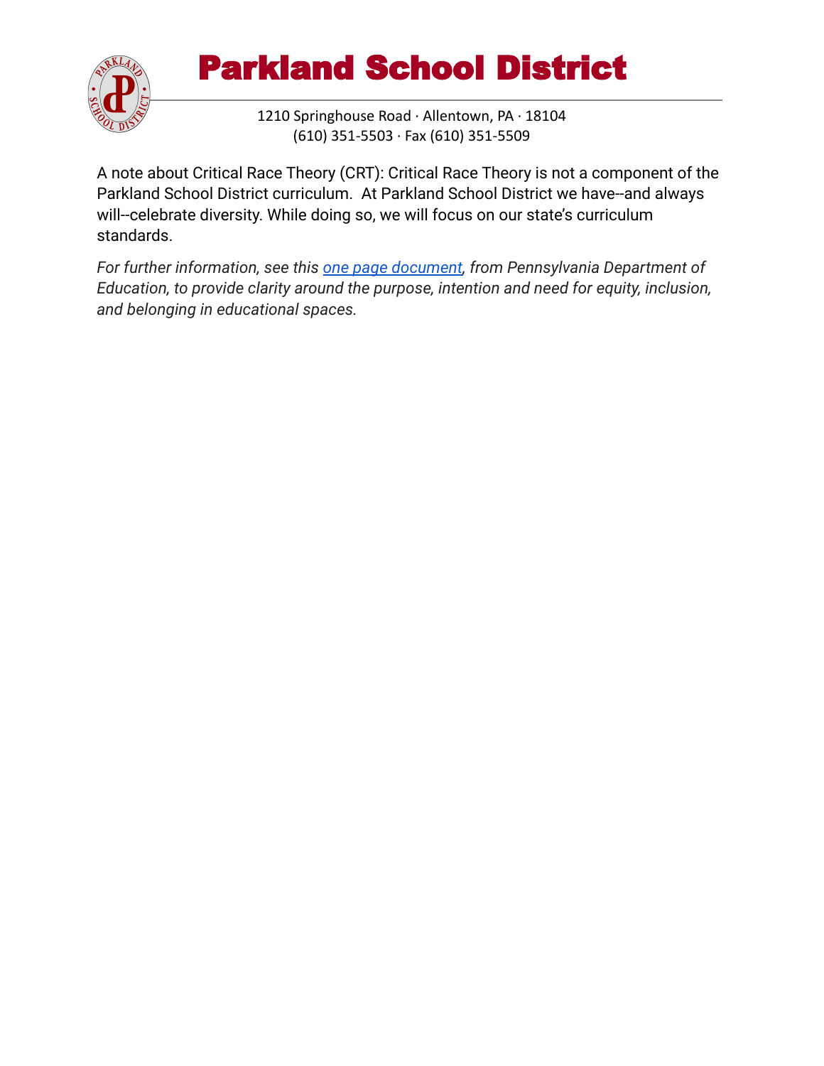# Parkland School District

1210 Springhouse Road · Allentown, PA · 18104
(610) 351-5503 · Fax (610) 351-5509

A note about Critical Race Theory (CRT): Critical Race Theory is not a component of the Parkland School District curriculum. At Parkland School District we have--and always will--celebrate diversity. While doing so, we will focus on our state's curriculum standards.

*For further information, see this one page document, from Pennsylvania Department of Education, to provide clarity around the purpose, intention and need for equity, inclusion, and belonging in educational spaces.*